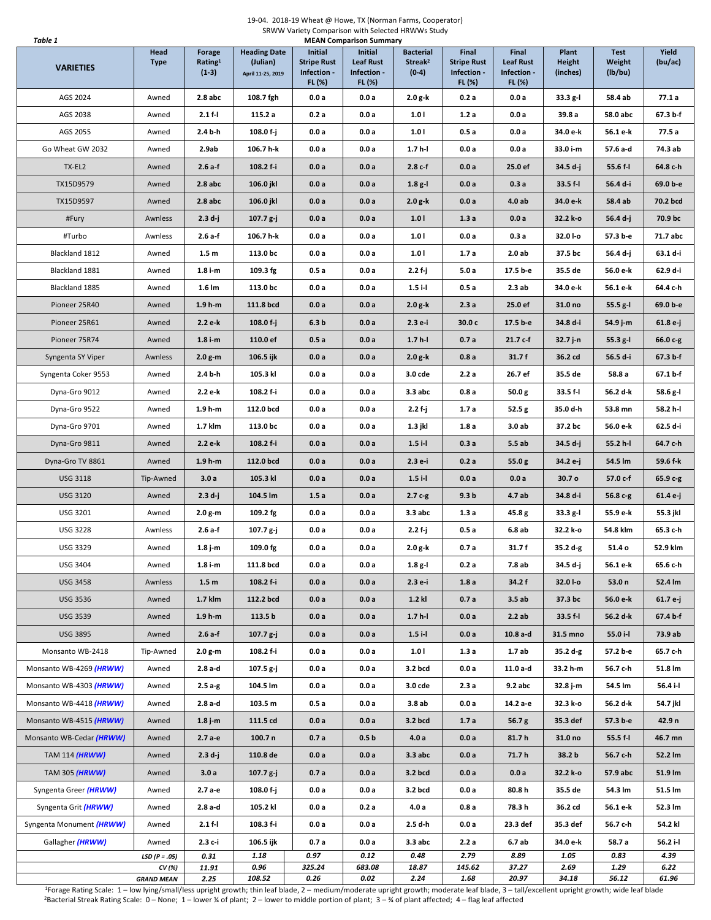19-04. 2018-19 Wheat @ Howe, TX (Norman Farms, Cooperator)

SRWW Variety Comparison with Selected HRWWs Study

**Table 1** — **MEAN Comparison Summary**

| VARIETIES | Head Type | Forage Rating[1] (1-3) | Heading Date (Julian) April 11-25, 2019 | Initial Stripe Rust Infection - FL (%) | Initial Leaf Rust Infection - FL (%) | Bacterial Streak[2] (0-4) | Final Stripe Rust Infection - FL (%) | Final Leaf Rust Infection - FL (%) | Plant Height (inches) | Test Weight (lb/bu) | Yield (bu/ac) |
|---|---|---|---|---|---|---|---|---|---|---|---|
| AGS 2024 | Awned | 2.8 abc | 108.7 fgh | 0.0 a | 0.0 a | 2.0 g-k | 0.2 a | 0.0 a | 33.3 g-l | 58.4 ab | 77.1 a |
| AGS 2038 | Awned | 2.1 f-l | 115.2 a | 0.2 a | 0.0 a | 1.0 l | 1.2 a | 0.0 a | 39.8 a | 58.0 abc | 67.3 b-f |
| AGS 2055 | Awned | 2.4 b-h | 108.0 f-j | 0.0 a | 0.0 a | 1.0 l | 0.5 a | 0.0 a | 34.0 e-k | 56.1 e-k | 77.5 a |
| Go Wheat GW 2032 | Awned | 2.9ab | 106.7 h-k | 0.0 a | 0.0 a | 1.7 h-l | 0.0 a | 0.0 a | 33.0 i-m | 57.6 a-d | 74.3 ab |
| TX-EL2 | Awned | 2.6 a-f | 108.2 f-i | 0.0 a | 0.0 a | 2.8 c-f | 0.0 a | 25.0 ef | 34.5 d-j | 55.6 f-l | 64.8 c-h |
| TX15D9579 | Awned | 2.8 abc | 106.0 jkl | 0.0 a | 0.0 a | 1.8 g-l | 0.0 a | 0.3 a | 33.5 f-l | 56.4 d-i | 69.0 b-e |
| TX15D9597 | Awned | 2.8 abc | 106.0 jkl | 0.0 a | 0.0 a | 2.0 g-k | 0.0 a | 4.0 ab | 34.0 e-k | 58.4 ab | 70.2 bcd |
| #Fury | Awnless | 2.3 d-j | 107.7 g-j | 0.0 a | 0.0 a | 1.0 l | 1.3 a | 0.0 a | 32.2 k-o | 56.4 d-j | 70.9 bc |
| #Turbo | Awnless | 2.6 a-f | 106.7 h-k | 0.0 a | 0.0 a | 1.0 l | 0.0 a | 0.3 a | 32.0 l-o | 57.3 b-e | 71.7 abc |
| Blackland 1812 | Awned | 1.5 m | 113.0 bc | 0.0 a | 0.0 a | 1.0 l | 1.7 a | 2.0 ab | 37.5 bc | 56.4 d-j | 63.1 d-i |
| Blackland 1881 | Awned | 1.8 i-m | 109.3 fg | 0.5 a | 0.0 a | 2.2 f-j | 5.0 a | 17.5 b-e | 35.5 de | 56.0 e-k | 62.9 d-i |
| Blackland 1885 | Awned | 1.6 lm | 113.0 bc | 0.0 a | 0.0 a | 1.5 i-l | 0.5 a | 2.3 ab | 34.0 e-k | 56.1 e-k | 64.4 c-h |
| Pioneer 25R40 | Awned | 1.9 h-m | 111.8 bcd | 0.0 a | 0.0 a | 2.0 g-k | 2.3 a | 25.0 ef | 31.0 no | 55.5 g-l | 69.0 b-e |
| Pioneer 25R61 | Awned | 2.2 e-k | 108.0 f-j | 6.3 b | 0.0 a | 2.3 e-i | 30.0 c | 17.5 b-e | 34.8 d-i | 54.9 j-m | 61.8 e-j |
| Pioneer 75R74 | Awned | 1.8 i-m | 110.0 ef | 0.5 a | 0.0 a | 1.7 h-l | 0.7 a | 21.7 c-f | 32.7 j-n | 55.3 g-l | 66.0 c-g |
| Syngenta SY Viper | Awnless | 2.0 g-m | 106.5 ijk | 0.0 a | 0.0 a | 2.0 g-k | 0.8 a | 31.7 f | 36.2 cd | 56.5 d-i | 67.3 b-f |
| Syngenta Coker 9553 | Awned | 2.4 b-h | 105.3 kl | 0.0 a | 0.0 a | 3.0 cde | 2.2 a | 26.7 ef | 35.5 de | 58.8 a | 67.1 b-f |
| Dyna-Gro 9012 | Awned | 2.2 e-k | 108.2 f-i | 0.0 a | 0.0 a | 3.3 abc | 0.8 a | 50.0 g | 33.5 f-l | 56.2 d-k | 58.6 g-l |
| Dyna-Gro 9522 | Awned | 1.9 h-m | 112.0 bcd | 0.0 a | 0.0 a | 2.2 f-j | 1.7 a | 52.5 g | 35.0 d-h | 53.8 mn | 58.2 h-l |
| Dyna-Gro 9701 | Awned | 1.7 klm | 113.0 bc | 0.0 a | 0.0 a | 1.3 jkl | 1.8 a | 3.0 ab | 37.2 bc | 56.0 e-k | 62.5 d-i |
| Dyna-Gro 9811 | Awned | 2.2 e-k | 108.2 f-i | 0.0 a | 0.0 a | 1.5 i-l | 0.3 a | 5.5 ab | 34.5 d-j | 55.2 h-l | 64.7 c-h |
| Dyna-Gro TV 8861 | Awned | 1.9 h-m | 112.0 bcd | 0.0 a | 0.0 a | 2.3 e-i | 0.2 a | 55.0 g | 34.2 e-j | 54.5 lm | 59.6 f-k |
| USG 3118 | Tip-Awned | 3.0 a | 105.3 kl | 0.0 a | 0.0 a | 1.5 i-l | 0.0 a | 0.0 a | 30.7 o | 57.0 c-f | 65.9 c-g |
| USG 3120 | Awned | 2.3 d-j | 104.5 lm | 1.5 a | 0.0 a | 2.7 c-g | 9.3 b | 4.7 ab | 34.8 d-i | 56.8 c-g | 61.4 e-j |
| USG 3201 | Awned | 2.0 g-m | 109.2 fg | 0.0 a | 0.0 a | 3.3 abc | 1.3 a | 45.8 g | 33.3 g-l | 55.9 e-k | 55.3 jkl |
| USG 3228 | Awnless | 2.6 a-f | 107.7 g-j | 0.0 a | 0.0 a | 2.2 f-j | 0.5 a | 6.8 ab | 32.2 k-o | 54.8 klm | 65.3 c-h |
| USG 3329 | Awned | 1.8 j-m | 109.0 fg | 0.0 a | 0.0 a | 2.0 g-k | 0.7 a | 31.7 f | 35.2 d-g | 51.4 o | 52.9 klm |
| USG 3404 | Awned | 1.8 i-m | 111.8 bcd | 0.0 a | 0.0 a | 1.8 g-l | 0.2 a | 7.8 ab | 34.5 d-j | 56.1 e-k | 65.6 c-h |
| USG 3458 | Awnless | 1.5 m | 108.2 f-i | 0.0 a | 0.0 a | 2.3 e-i | 1.8 a | 34.2 f | 32.0 l-o | 53.0 n | 52.4 lm |
| USG 3536 | Awned | 1.7 klm | 112.2 bcd | 0.0 a | 0.0 a | 1.2 kl | 0.7 a | 3.5 ab | 37.3 bc | 56.0 e-k | 61.7 e-j |
| USG 3539 | Awned | 1.9 h-m | 113.5 b | 0.0 a | 0.0 a | 1.7 h-l | 0.0 a | 2.2 ab | 33.5 f-l | 56.2 d-k | 67.4 b-f |
| USG 3895 | Awned | 2.6 a-f | 107.7 g-j | 0.0 a | 0.0 a | 1.5 i-l | 0.0 a | 10.8 a-d | 31.5 mno | 55.0 i-l | 73.9 ab |
| Monsanto WB-2418 | Tip-Awned | 2.0 g-m | 108.2 f-i | 0.0 a | 0.0 a | 1.0 l | 1.3 a | 1.7 ab | 35.2 d-g | 57.2 b-e | 65.7 c-h |
| Monsanto WB-4269 *(HRWW)* | Awned | 2.8 a-d | 107.5 g-j | 0.0 a | 0.0 a | 3.2 bcd | 0.0 a | 11.0 a-d | 33.2 h-m | 56.7 c-h | 51.8 lm |
| Monsanto WB-4303 *(HRWW)* | Awned | 2.5 a-g | 104.5 lm | 0.0 a | 0.0 a | 3.0 cde | 2.3 a | 9.2 abc | 32.8 j-m | 54.5 lm | 56.4 i-l |
| Monsanto WB-4418 *(HRWW)* | Awned | 2.8 a-d | 103.5 m | 0.5 a | 0.0 a | 3.8 ab | 0.0 a | 14.2 a-e | 32.3 k-o | 56.2 d-k | 54.7 jkl |
| Monsanto WB-4515 *(HRWW)* | Awned | 1.8 j-m | 111.5 cd | 0.0 a | 0.0 a | 3.2 bcd | 1.7 a | 56.7 g | 35.3 def | 57.3 b-e | 42.9 n |
| Monsanto WB-Cedar *(HRWW)* | Awned | 2.7 a-e | 100.7 n | 0.7 a | 0.5 b | 4.0 a | 0.0 a | 81.7 h | 31.0 no | 55.5 f-l | 46.7 mn |
| TAM 114 *(HRWW)* | Awned | 2.3 d-j | 110.8 de | 0.0 a | 0.0 a | 3.3 abc | 0.0 a | 71.7 h | 38.2 b | 56.7 c-h | 52.2 lm |
| TAM 305 *(HRWW)* | Awned | 3.0 a | 107.7 g-j | 0.7 a | 0.0 a | 3.2 bcd | 0.0 a | 0.0 a | 32.2 k-o | 57.9 abc | 51.9 lm |
| Syngenta Greer *(HRWW)* | Awned | 2.7 a-e | 108.0 f-j | 0.0 a | 0.0 a | 3.2 bcd | 0.0 a | 80.8 h | 35.5 de | 54.3 lm | 51.5 lm |
| Syngenta Grit *(HRWW)* | Awned | 2.8 a-d | 105.2 kl | 0.0 a | 0.2 a | 4.0 a | 0.8 a | 78.3 h | 36.2 cd | 56.1 e-k | 52.3 lm |
| Syngenta Monument *(HRWW)* | Awned | 2.1 f-l | 108.3 f-i | 0.0 a | 0.0 a | 2.5 d-h | 0.0 a | 23.3 def | 35.3 def | 56.7 c-h | 54.2 kl |
| Gallagher *(HRWW)* | Awned | 2.3 c-i | 106.5 ijk | 0.7 a | 0.0 a | 3.3 abc | 2.2 a | 6.7 ab | 34.0 e-k | 58.7 a | 56.2 i-l |
| | *LSD (P = .05)* | *0.31* | *1.18* | *0.97* | *0.12* | *0.48* | *2.79* | *8.89* | *1.05* | *0.83* | *4.39* |
| | *CV (%)* | *11.91* | *0.96* | *325.24* | *683.08* | *18.87* | *145.62* | *37.27* | *2.69* | *1.29* | *6.22* |
| | *GRAND MEAN* | *2.25* | *108.52* | *0.26* | *0.02* | *2.24* | *1.68* | *20.97* | *34.18* | *56.12* | *61.96* |

[1]Forage Rating Scale: 1 – low lying/small/less upright growth; thin leaf blade, 2 – medium/moderate upright growth; moderate leaf blade, 3 – tall/excellent upright growth; wide leaf blade

[2]Bacterial Streak Rating Scale: 0 – None; 1 – lower ¼ of plant; 2 – lower to middle portion of plant; 3 – ¾ of plant affected; 4 – flag leaf affected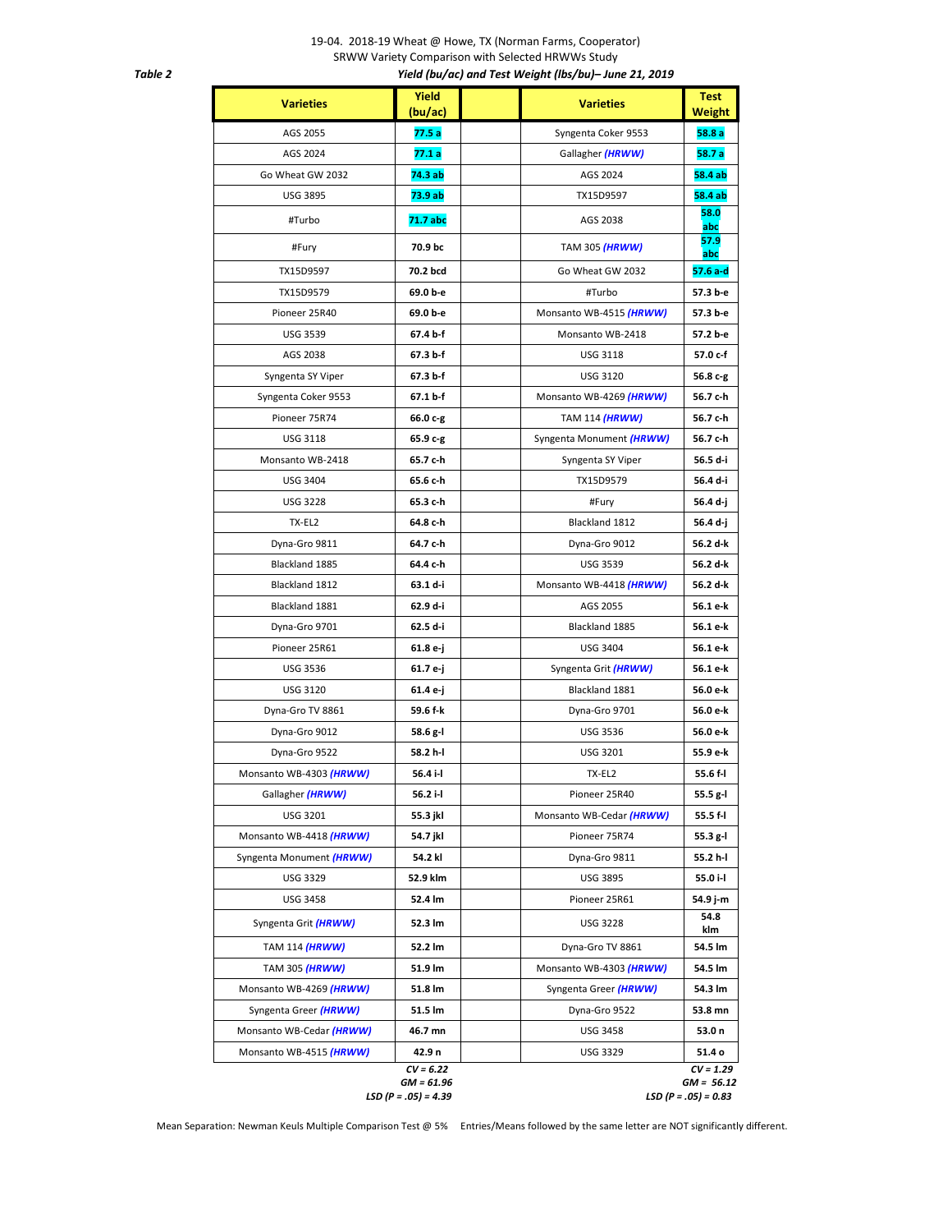19-04. 2018-19 Wheat @ Howe, TX (Norman Farms, Cooperator)
SRWW Variety Comparison with Selected HRWWs Study

**Table 2** ***Yield (bu/ac) and Test Weight (lbs/bu)– June 21, 2019***

| Varieties | Yield (bu/ac) | | Varieties | Test Weight |
|---|---|---|---|---|
| AGS 2055 | **77.5 a** | | Syngenta Coker 9553 | **58.8 a** |
| AGS 2024 | **77.1 a** | | Gallagher ***(HRWW)*** | **58.7 a** |
| Go Wheat GW 2032 | **74.3 ab** | | AGS 2024 | **58.4 ab** |
| USG 3895 | **73.9 ab** | | TX15D9597 | **58.4 ab** |
| #Turbo | **71.7 abc** | | AGS 2038 | **58.0 abc** |
| #Fury | **70.9 bc** | | TAM 305 ***(HRWW)*** | **57.9 abc** |
| TX15D9597 | **70.2 bcd** | | Go Wheat GW 2032 | **57.6 a-d** |
| TX15D9579 | **69.0 b-e** | | #Turbo | **57.3 b-e** |
| Pioneer 25R40 | **69.0 b-e** | | Monsanto WB-4515 ***(HRWW)*** | **57.3 b-e** |
| USG 3539 | **67.4 b-f** | | Monsanto WB-2418 | **57.2 b-e** |
| AGS 2038 | **67.3 b-f** | | USG 3118 | **57.0 c-f** |
| Syngenta SY Viper | **67.3 b-f** | | USG 3120 | **56.8 c-g** |
| Syngenta Coker 9553 | **67.1 b-f** | | Monsanto WB-4269 ***(HRWW)*** | **56.7 c-h** |
| Pioneer 75R74 | **66.0 c-g** | | TAM 114 ***(HRWW)*** | **56.7 c-h** |
| USG 3118 | **65.9 c-g** | | Syngenta Monument ***(HRWW)*** | **56.7 c-h** |
| Monsanto WB-2418 | **65.7 c-h** | | Syngenta SY Viper | **56.5 d-i** |
| USG 3404 | **65.6 c-h** | | TX15D9579 | **56.4 d-i** |
| USG 3228 | **65.3 c-h** | | #Fury | **56.4 d-j** |
| TX-EL2 | **64.8 c-h** | | Blackland 1812 | **56.4 d-j** |
| Dyna-Gro 9811 | **64.7 c-h** | | Dyna-Gro 9012 | **56.2 d-k** |
| Blackland 1885 | **64.4 c-h** | | USG 3539 | **56.2 d-k** |
| Blackland 1812 | **63.1 d-i** | | Monsanto WB-4418 ***(HRWW)*** | **56.2 d-k** |
| Blackland 1881 | **62.9 d-i** | | AGS 2055 | **56.1 e-k** |
| Dyna-Gro 9701 | **62.5 d-i** | | Blackland 1885 | **56.1 e-k** |
| Pioneer 25R61 | **61.8 e-j** | | USG 3404 | **56.1 e-k** |
| USG 3536 | **61.7 e-j** | | Syngenta Grit ***(HRWW)*** | **56.1 e-k** |
| USG 3120 | **61.4 e-j** | | Blackland 1881 | **56.0 e-k** |
| Dyna-Gro TV 8861 | **59.6 f-k** | | Dyna-Gro 9701 | **56.0 e-k** |
| Dyna-Gro 9012 | **58.6 g-l** | | USG 3536 | **56.0 e-k** |
| Dyna-Gro 9522 | **58.2 h-l** | | USG 3201 | **55.9 e-k** |
| Monsanto WB-4303 ***(HRWW)*** | **56.4 i-l** | | TX-EL2 | **55.6 f-l** |
| Gallagher ***(HRWW)*** | **56.2 i-l** | | Pioneer 25R40 | **55.5 g-l** |
| USG 3201 | **55.3 jkl** | | Monsanto WB-Cedar ***(HRWW)*** | **55.5 f-l** |
| Monsanto WB-4418 ***(HRWW)*** | **54.7 jkl** | | Pioneer 75R74 | **55.3 g-l** |
| Syngenta Monument ***(HRWW)*** | **54.2 kl** | | Dyna-Gro 9811 | **55.2 h-l** |
| USG 3329 | **52.9 klm** | | USG 3895 | **55.0 i-l** |
| USG 3458 | **52.4 lm** | | Pioneer 25R61 | **54.9 j-m** |
| Syngenta Grit ***(HRWW)*** | **52.3 lm** | | USG 3228 | **54.8 klm** |
| TAM 114 ***(HRWW)*** | **52.2 lm** | | Dyna-Gro TV 8861 | **54.5 lm** |
| TAM 305 ***(HRWW)*** | **51.9 lm** | | Monsanto WB-4303 ***(HRWW)*** | **54.5 lm** |
| Monsanto WB-4269 ***(HRWW)*** | **51.8 lm** | | Syngenta Greer ***(HRWW)*** | **54.3 lm** |
| Syngenta Greer ***(HRWW)*** | **51.5 lm** | | Dyna-Gro 9522 | **53.8 mn** |
| Monsanto WB-Cedar ***(HRWW)*** | **46.7 mn** | | USG 3458 | **53.0 n** |
| Monsanto WB-4515 ***(HRWW)*** | **42.9 n** | | USG 3329 | **51.4 o** |
| | ***CV = 6.22*** ***GM = 61.96*** ***LSD (P = .05) = 4.39*** | | | ***CV = 1.29*** ***GM = 56.12*** ***LSD (P = .05) = 0.83*** |

Mean Separation: Newman Keuls Multiple Comparison Test @ 5%  Entries/Means followed by the same letter are NOT significantly different.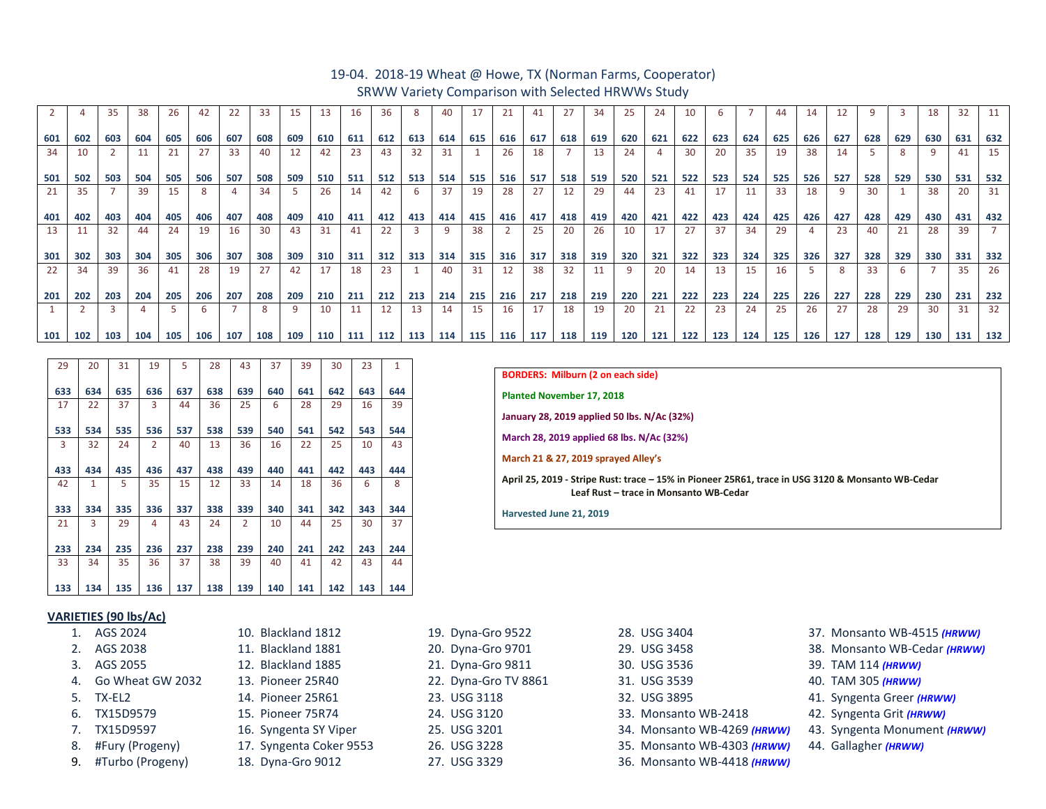# 19-04. 2018-19 Wheat @ Howe, TX (Norman Farms, Cooperator)

## SRWW Variety Comparison with Selected HRWWs Study

| | | | | | | | | | | | | | | | | | | | | | | | | | | | | | | | |
|---|---|---|---|---|---|---|---|---|---|---|---|---|---|---|---|---|---|---|---|---|---|---|---|---|---|---|---|---|---|---|---|
| 2 | 4 | 35 | 38 | 26 | 42 | 22 | 33 | 15 | 13 | 16 | 36 | 8 | 40 | 17 | 21 | 41 | 27 | 34 | 25 | 24 | 10 | 6 | 7 | 44 | 14 | 12 | 9 | 3 | 18 | 32 | 11 |
| **601** | **602** | **603** | **604** | **605** | **606** | **607** | **608** | **609** | **610** | **611** | **612** | **613** | **614** | **615** | **616** | **617** | **618** | **619** | **620** | **621** | **622** | **623** | **624** | **625** | **626** | **627** | **628** | **629** | **630** | **631** | **632** |
| 34 | 10 | 2 | 11 | 21 | 27 | 33 | 40 | 12 | 42 | 23 | 43 | 32 | 31 | 1 | 26 | 18 | 7 | 13 | 24 | 4 | 30 | 20 | 35 | 19 | 38 | 14 | 5 | 8 | 9 | 41 | 15 |
| **501** | **502** | **503** | **504** | **505** | **506** | **507** | **508** | **509** | **510** | **511** | **512** | **513** | **514** | **515** | **516** | **517** | **518** | **519** | **520** | **521** | **522** | **523** | **524** | **525** | **526** | **527** | **528** | **529** | **530** | **531** | **532** |
| 21 | 35 | 7 | 39 | 15 | 8 | 4 | 34 | 5 | 26 | 14 | 42 | 6 | 37 | 19 | 28 | 27 | 12 | 29 | 44 | 23 | 41 | 17 | 11 | 33 | 18 | 9 | 30 | 1 | 38 | 20 | 31 |
| **401** | **402** | **403** | **404** | **405** | **406** | **407** | **408** | **409** | **410** | **411** | **412** | **413** | **414** | **415** | **416** | **417** | **418** | **419** | **420** | **421** | **422** | **423** | **424** | **425** | **426** | **427** | **428** | **429** | **430** | **431** | **432** |
| 13 | 11 | 32 | 44 | 24 | 19 | 16 | 30 | 43 | 31 | 41 | 22 | 3 | 9 | 38 | 2 | 25 | 20 | 26 | 10 | 17 | 27 | 37 | 34 | 29 | 4 | 23 | 40 | 21 | 28 | 39 | 7 |
| **301** | **302** | **303** | **304** | **305** | **306** | **307** | **308** | **309** | **310** | **311** | **312** | **313** | **314** | **315** | **316** | **317** | **318** | **319** | **320** | **321** | **322** | **323** | **324** | **325** | **326** | **327** | **328** | **329** | **330** | **331** | **332** |
| 22 | 34 | 39 | 36 | 41 | 28 | 19 | 27 | 42 | 17 | 18 | 23 | 1 | 40 | 31 | 12 | 38 | 32 | 11 | 9 | 20 | 14 | 13 | 15 | 16 | 5 | 8 | 33 | 6 | 7 | 35 | 26 |
| **201** | **202** | **203** | **204** | **205** | **206** | **207** | **208** | **209** | **210** | **211** | **212** | **213** | **214** | **215** | **216** | **217** | **218** | **219** | **220** | **221** | **222** | **223** | **224** | **225** | **226** | **227** | **228** | **229** | **230** | **231** | **232** |
| 1 | 2 | 3 | 4 | 5 | 6 | 7 | 8 | 9 | 10 | 11 | 12 | 13 | 14 | 15 | 16 | 17 | 18 | 19 | 20 | 21 | 22 | 23 | 24 | 25 | 26 | 27 | 28 | 29 | 30 | 31 | 32 |
| **101** | **102** | **103** | **104** | **105** | **106** | **107** | **108** | **109** | **110** | **111** | **112** | **113** | **114** | **115** | **116** | **117** | **118** | **119** | **120** | **121** | **122** | **123** | **124** | **125** | **126** | **127** | **128** | **129** | **130** | **131** | **132** |

| | | | | | | | | | | | |
|---|---|---|---|---|---|---|---|---|---|---|---|
| 29 | 20 | 31 | 19 | 5 | 28 | 43 | 37 | 39 | 30 | 23 | 1 |
| **633** | **634** | **635** | **636** | **637** | **638** | **639** | **640** | **641** | **642** | **643** | **644** |
| 17 | 22 | 37 | 3 | 44 | 36 | 25 | 6 | 28 | 29 | 16 | 39 |
| **533** | **534** | **535** | **536** | **537** | **538** | **539** | **540** | **541** | **542** | **543** | **544** |
| 3 | 32 | 24 | 2 | 40 | 13 | 36 | 16 | 22 | 25 | 10 | 43 |
| **433** | **434** | **435** | **436** | **437** | **438** | **439** | **440** | **441** | **442** | **443** | **444** |
| 42 | 1 | 5 | 35 | 15 | 12 | 33 | 14 | 18 | 36 | 6 | 8 |
| **333** | **334** | **335** | **336** | **337** | **338** | **339** | **340** | **341** | **342** | **343** | **344** |
| 21 | 3 | 29 | 4 | 43 | 24 | 2 | 10 | 44 | 25 | 30 | 37 |
| **233** | **234** | **235** | **236** | **237** | **238** | **239** | **240** | **241** | **242** | **243** | **244** |
| 33 | 34 | 35 | 36 | 37 | 38 | 39 | 40 | 41 | 42 | 43 | 44 |
| **133** | **134** | **135** | **136** | **137** | **138** | **139** | **140** | **141** | **142** | **143** | **144** |

**BORDERS: Milburn (2 on each side)**

**Planted November 17, 2018**

**January 28, 2019 applied 50 lbs. N/Ac (32%)**

**March 28, 2019 applied 68 lbs. N/Ac (32%)**

**March 21 & 27, 2019 sprayed Alley's**

**April 25, 2019 - Stripe Rust: trace – 15% in Pioneer 25R61, trace in USG 3120 & Monsanto WB-Cedar**
**Leaf Rust – trace in Monsanto WB-Cedar**

**Harvested June 21, 2019**

## VARIETIES (90 lbs/Ac)

1. AGS 2024
2. AGS 2038
3. AGS 2055
4. Go Wheat GW 2032
5. TX-EL2
6. TX15D9579
7. TX15D9597
8. #Fury (Progeny)
9. #Turbo (Progeny)
10. Blackland 1812
11. Blackland 1881
12. Blackland 1885
13. Pioneer 25R40
14. Pioneer 25R61
15. Pioneer 75R74
16. Syngenta SY Viper
17. Syngenta Coker 9553
18. Dyna-Gro 9012
19. Dyna-Gro 9522
20. Dyna-Gro 9701
21. Dyna-Gro 9811
22. Dyna-Gro TV 8861
23. USG 3118
24. USG 3120
25. USG 3201
26. USG 3228
27. USG 3329
28. USG 3404
29. USG 3458
30. USG 3536
31. USG 3539
32. USG 3895
33. Monsanto WB-2418
34. Monsanto WB-4269 ***(HRWW)***
35. Monsanto WB-4303 ***(HRWW)***
36. Monsanto WB-4418 ***(HRWW)***
37. Monsanto WB-4515 ***(HRWW)***
38. Monsanto WB-Cedar ***(HRWW)***
39. TAM 114 ***(HRWW)***
40. TAM 305 ***(HRWW)***
41. Syngenta Greer ***(HRWW)***
42. Syngenta Grit ***(HRWW)***
43. Syngenta Monument ***(HRWW)***
44. Gallagher ***(HRWW)***